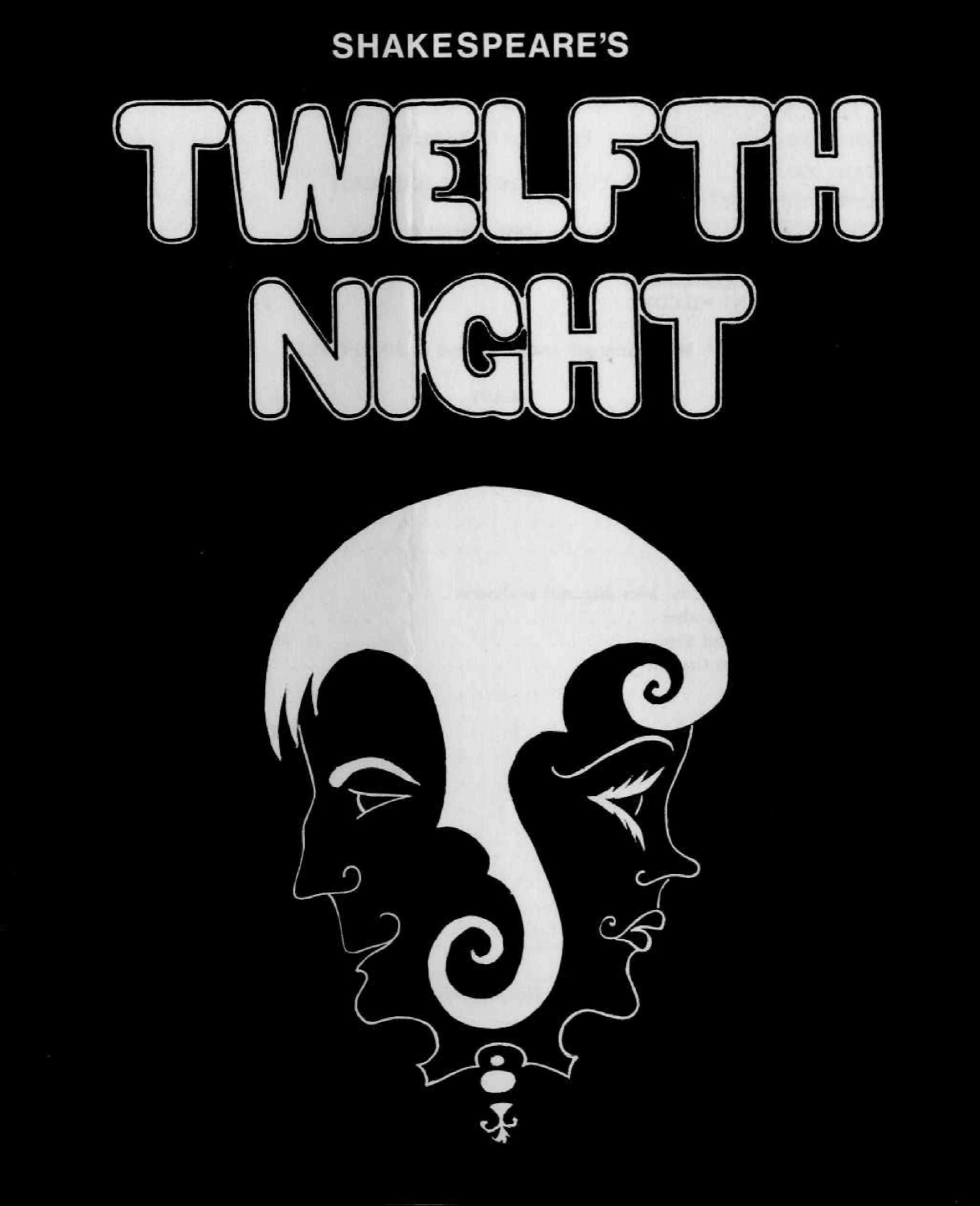SHAKESPEARE'S

# TWELFTH NIGHT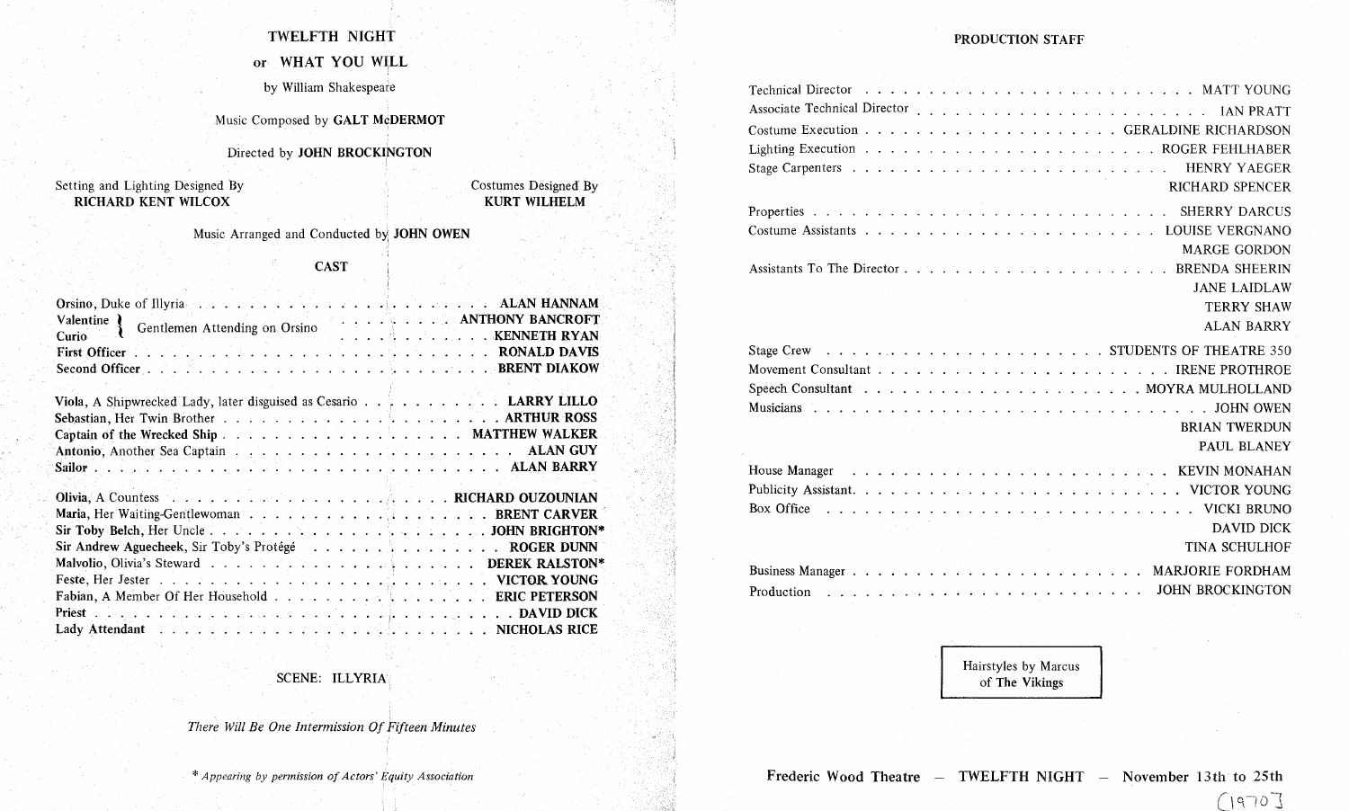# TWELFTH NIGHT

## or WHAT YOU WILL

by William Shakespeare

Music Composed by **GALT McDERMOT**

Directed by **JOHN BROCKINGTON**

Setting and Lighting Designed By **RICHARD KENT WILCOX**

Costumes Designed By **KURT WILHELM**

Music Arranged and Conducted by **JOHN OWEN**

### CAST

| Role | Actor |
|---|---|
| **Orsino**, Duke of Illyria | **ALAN HANNAM** |
| **Valentine** } Gentlemen Attending on Orsino | **ANTHONY BANCROFT** |
| **Curio** } Gentlemen Attending on Orsino | **KENNETH RYAN** |
| **First Officer** | **RONALD DAVIS** |
| **Second Officer** | **BRENT DIAKOW** |
| **Viola**, A Shipwrecked Lady, later disguised as Cesario | **LARRY LILLO** |
| **Sebastian**, Her Twin Brother | **ARTHUR ROSS** |
| **Captain of the Wrecked Ship** | **MATTHEW WALKER** |
| **Antonio**, Another Sea Captain | **ALAN GUY** |
| **Sailor** | **ALAN BARRY** |
| **Olivia**, A Countess | **RICHARD OUZOUNIAN** |
| **Maria**, Her Waiting-Gentlewoman | **BRENT CARVER** |
| **Sir Toby Belch**, Her Uncle | **JOHN BRIGHTON*** |
| **Sir Andrew Aguecheek**, Sir Toby's Protégé | **ROGER DUNN** |
| **Malvolio**, Olivia's Steward | **DEREK RALSTON*** |
| **Feste**, Her Jester | **VICTOR YOUNG** |
| **Fabian**, A Member Of Her Household | **ERIC PETERSON** |
| **Priest** | **DAVID DICK** |
| **Lady Attendant** | **NICHOLAS RICE** |

SCENE: ILLYRIA

*There Will Be One Intermission Of Fifteen Minutes*

*\* Appearing by permission of Actors' Equity Association*

### PRODUCTION STAFF

| Position | Name |
|---|---|
| Technical Director | MATT YOUNG |
| Associate Technical Director | IAN PRATT |
| Costume Execution | GERALDINE RICHARDSON |
| Lighting Execution | ROGER FEHLHABER |
| Stage Carpenters | HENRY YAEGER |
| | RICHARD SPENCER |
| Properties | SHERRY DARCUS |
| Costume Assistants | LOUISE VERGNANO |
| | MARGE GORDON |
| Assistants To The Director | BRENDA SHEERIN |
| | JANE LAIDLAW |
| | TERRY SHAW |
| | ALAN BARRY |
| Stage Crew | STUDENTS OF THEATRE 350 |
| Movement Consultant | IRENE PROTHROE |
| Speech Consultant | MOYRA MULHOLLAND |
| Musicians | JOHN OWEN |
| | BRIAN TWERDUN |
| | PAUL BLANEY |
| House Manager | KEVIN MONAHAN |
| Publicity Assistant | VICTOR YOUNG |
| Box Office | VICKI BRUNO |
| | DAVID DICK |
| | TINA SCHULHOF |
| Business Manager | MARJORIE FORDHAM |
| Production | JOHN BROCKINGTON |

Hairstyles by Marcus of **The Vikings**

**Frederic Wood Theatre — TWELFTH NIGHT — November 13th to 25th**

[1970]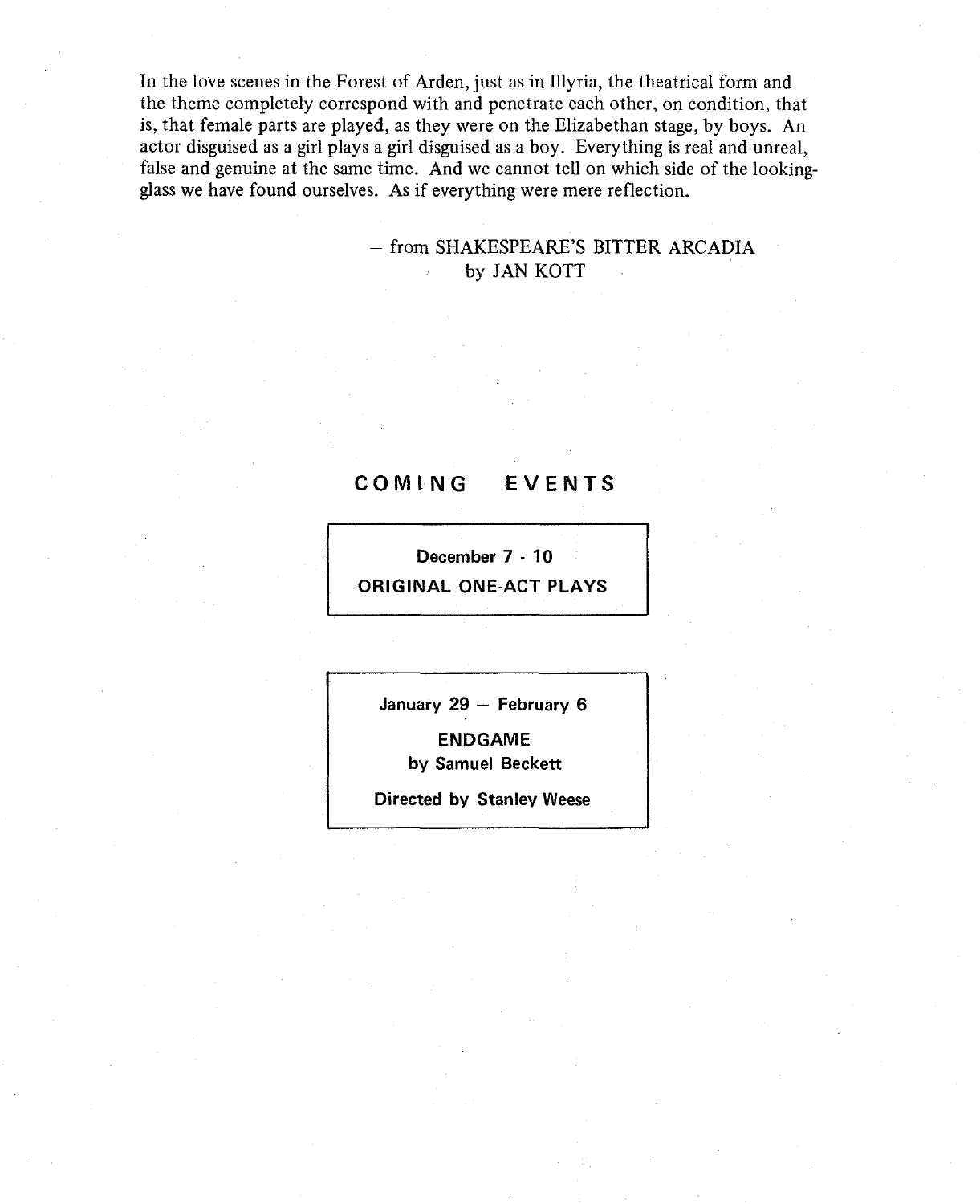In the love scenes in the Forest of Arden, just as in Illyria, the theatrical form and the theme completely correspond with and penetrate each other, on condition, that is, that female parts are played, as they were on the Elizabethan stage, by boys. An actor disguised as a girl plays a girl disguised as a boy. Everything is real and unreal, false and genuine at the same time. And we cannot tell on which side of the looking-glass we have found ourselves. As if everything were mere reflection.

– from SHAKESPEARE'S BITTER ARCADIA
by JAN KOTT

## COMING EVENTS

**December 7 - 10**

**ORIGINAL ONE-ACT PLAYS**

**January 29 – February 6**

**ENDGAME**
**by Samuel Beckett**

**Directed by Stanley Weese**